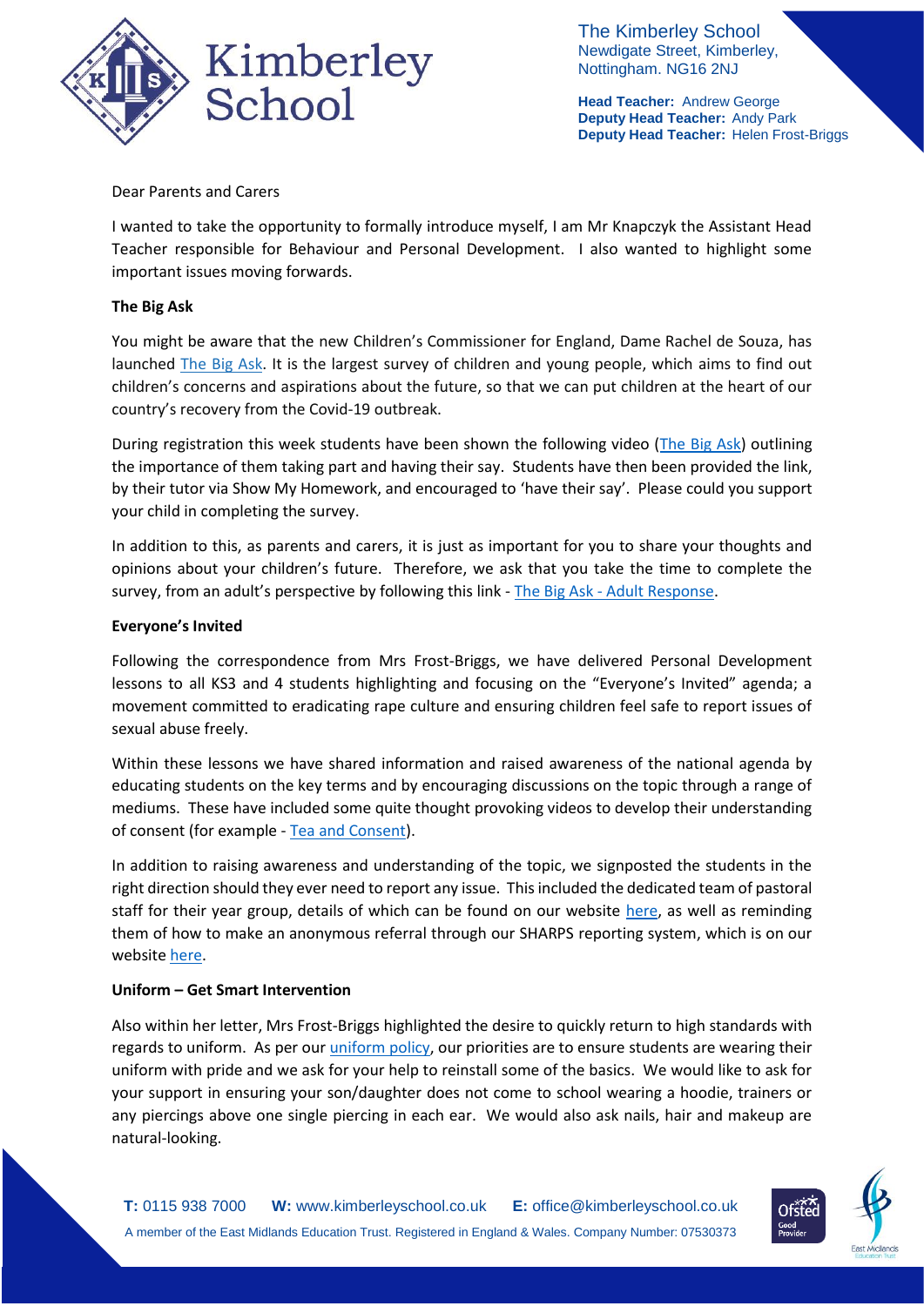The Kimberley School
Newdigate Street, Kimberley,
Nottingham. NG16 2NJ

**Head Teacher:** Andrew George
**Deputy Head Teacher:** Andy Park
**Deputy Head Teacher:** Helen Frost-Briggs

Dear Parents and Carers

I wanted to take the opportunity to formally introduce myself, I am Mr Knapczyk the Assistant Head Teacher responsible for Behaviour and Personal Development. I also wanted to highlight some important issues moving forwards.

**The Big Ask**

You might be aware that the new Children's Commissioner for England, Dame Rachel de Souza, has launched The Big Ask. It is the largest survey of children and young people, which aims to find out children's concerns and aspirations about the future, so that we can put children at the heart of our country's recovery from the Covid-19 outbreak.

During registration this week students have been shown the following video (The Big Ask) outlining the importance of them taking part and having their say. Students have then been provided the link, by their tutor via Show My Homework, and encouraged to 'have their say'. Please could you support your child in completing the survey.

In addition to this, as parents and carers, it is just as important for you to share your thoughts and opinions about your children's future. Therefore, we ask that you take the time to complete the survey, from an adult's perspective by following this link - The Big Ask - Adult Response.

**Everyone's Invited**

Following the correspondence from Mrs Frost-Briggs, we have delivered Personal Development lessons to all KS3 and 4 students highlighting and focusing on the "Everyone's Invited" agenda; a movement committed to eradicating rape culture and ensuring children feel safe to report issues of sexual abuse freely.

Within these lessons we have shared information and raised awareness of the national agenda by educating students on the key terms and by encouraging discussions on the topic through a range of mediums. These have included some quite thought provoking videos to develop their understanding of consent (for example - Tea and Consent).

In addition to raising awareness and understanding of the topic, we signposted the students in the right direction should they ever need to report any issue. This included the dedicated team of pastoral staff for their year group, details of which can be found on our website here, as well as reminding them of how to make an anonymous referral through our SHARPS reporting system, which is on our website here.

**Uniform – Get Smart Intervention**

Also within her letter, Mrs Frost-Briggs highlighted the desire to quickly return to high standards with regards to uniform. As per our uniform policy, our priorities are to ensure students are wearing their uniform with pride and we ask for your help to reinstall some of the basics. We would like to ask for your support in ensuring your son/daughter does not come to school wearing a hoodie, trainers or any piercings above one single piercing in each ear. We would also ask nails, hair and makeup are natural-looking.

**T:** 0115 938 7000 **W:** www.kimberleyschool.co.uk **E:** office@kimberleyschool.co.uk
A member of the East Midlands Education Trust. Registered in England & Wales. Company Number: 07530373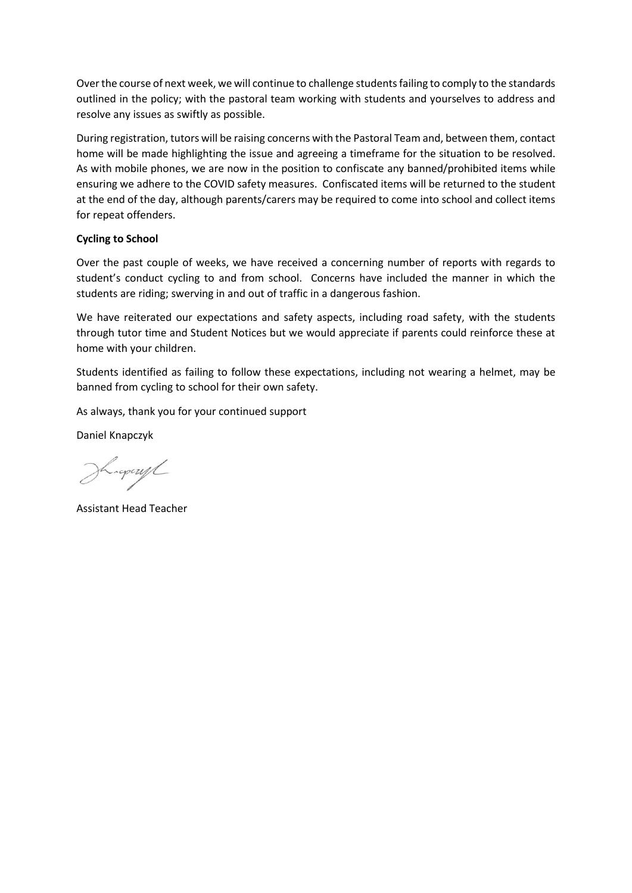Over the course of next week, we will continue to challenge students failing to comply to the standards outlined in the policy; with the pastoral team working with students and yourselves to address and resolve any issues as swiftly as possible.

During registration, tutors will be raising concerns with the Pastoral Team and, between them, contact home will be made highlighting the issue and agreeing a timeframe for the situation to be resolved. As with mobile phones, we are now in the position to confiscate any banned/prohibited items while ensuring we adhere to the COVID safety measures. Confiscated items will be returned to the student at the end of the day, although parents/carers may be required to come into school and collect items for repeat offenders.

**Cycling to School**

Over the past couple of weeks, we have received a concerning number of reports with regards to student's conduct cycling to and from school. Concerns have included the manner in which the students are riding; swerving in and out of traffic in a dangerous fashion.

We have reiterated our expectations and safety aspects, including road safety, with the students through tutor time and Student Notices but we would appreciate if parents could reinforce these at home with your children.

Students identified as failing to follow these expectations, including not wearing a helmet, may be banned from cycling to school for their own safety.

As always, thank you for your continued support

Daniel Knapczyk

Assistant Head Teacher